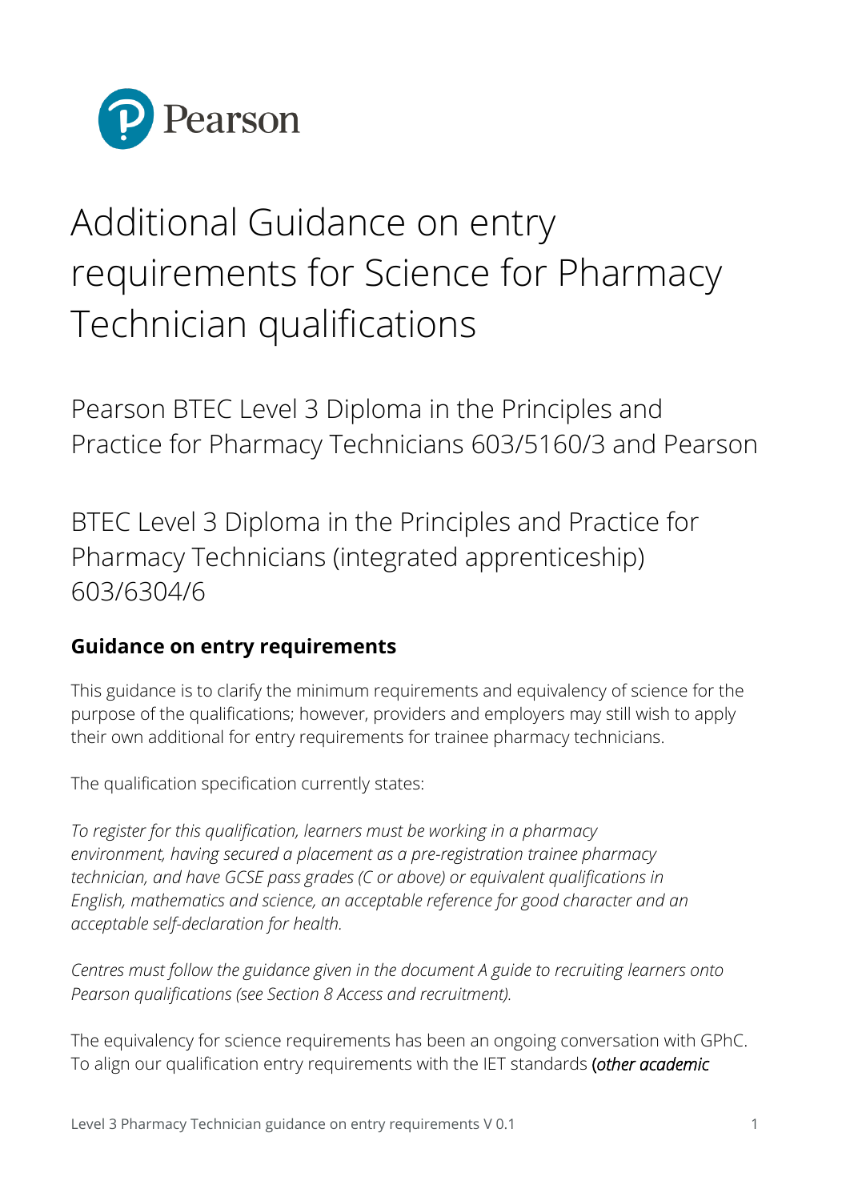Pearson

# Additional Guidance on entry requirements for Science for Pharmacy Technician qualifications

Pearson BTEC Level 3 Diploma in the Principles and Practice for Pharmacy Technicians 603/5160/3 and Pearson

BTEC Level 3 Diploma in the Principles and Practice for Pharmacy Technicians (integrated apprenticeship) 603/6304/6

## Guidance on entry requirements

This guidance is to clarify the minimum requirements and equivalency of science for the purpose of the qualifications; however, providers and employers may still wish to apply their own additional for entry requirements for trainee pharmacy technicians.

The qualification specification currently states:

*To register for this qualification, learners must be working in a pharmacy environment, having secured a placement as a pre-registration trainee pharmacy technician, and have GCSE pass grades (C or above) or equivalent qualifications in English, mathematics and science, an acceptable reference for good character and an acceptable self-declaration for health.*

*Centres must follow the guidance given in the document A guide to recruiting learners onto Pearson qualifications (see Section 8 Access and recruitment).*

The equivalency for science requirements has been an ongoing conversation with GPhC. To align our qualification entry requirements with the IET standards (*other academic*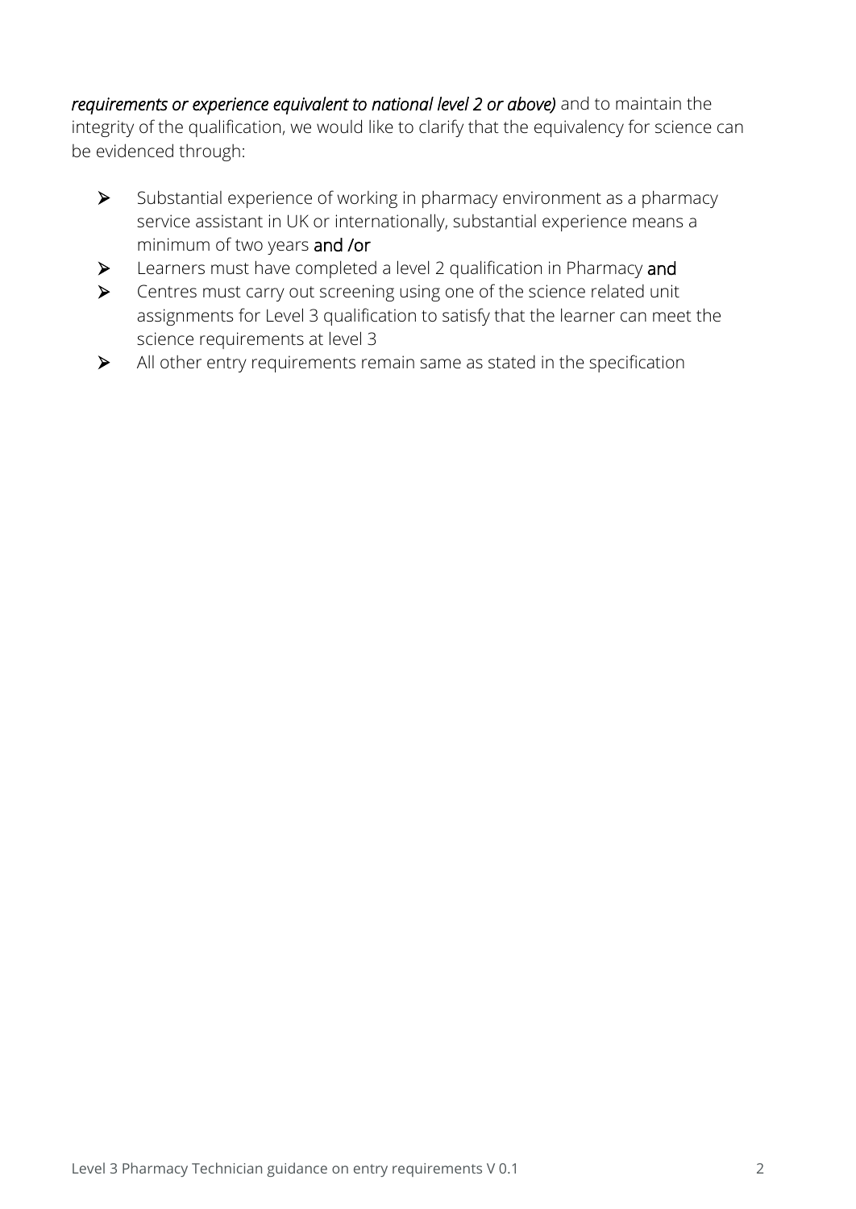*requirements or experience equivalent to national level 2 or above)* and to maintain the integrity of the qualification, we would like to clarify that the equivalency for science can be evidenced through:

- Substantial experience of working in pharmacy environment as a pharmacy service assistant in UK or internationally, substantial experience means a minimum of two years **and /or**
- Learners must have completed a level 2 qualification in Pharmacy **and**
- Centres must carry out screening using one of the science related unit assignments for Level 3 qualification to satisfy that the learner can meet the science requirements at level 3
- All other entry requirements remain same as stated in the specification